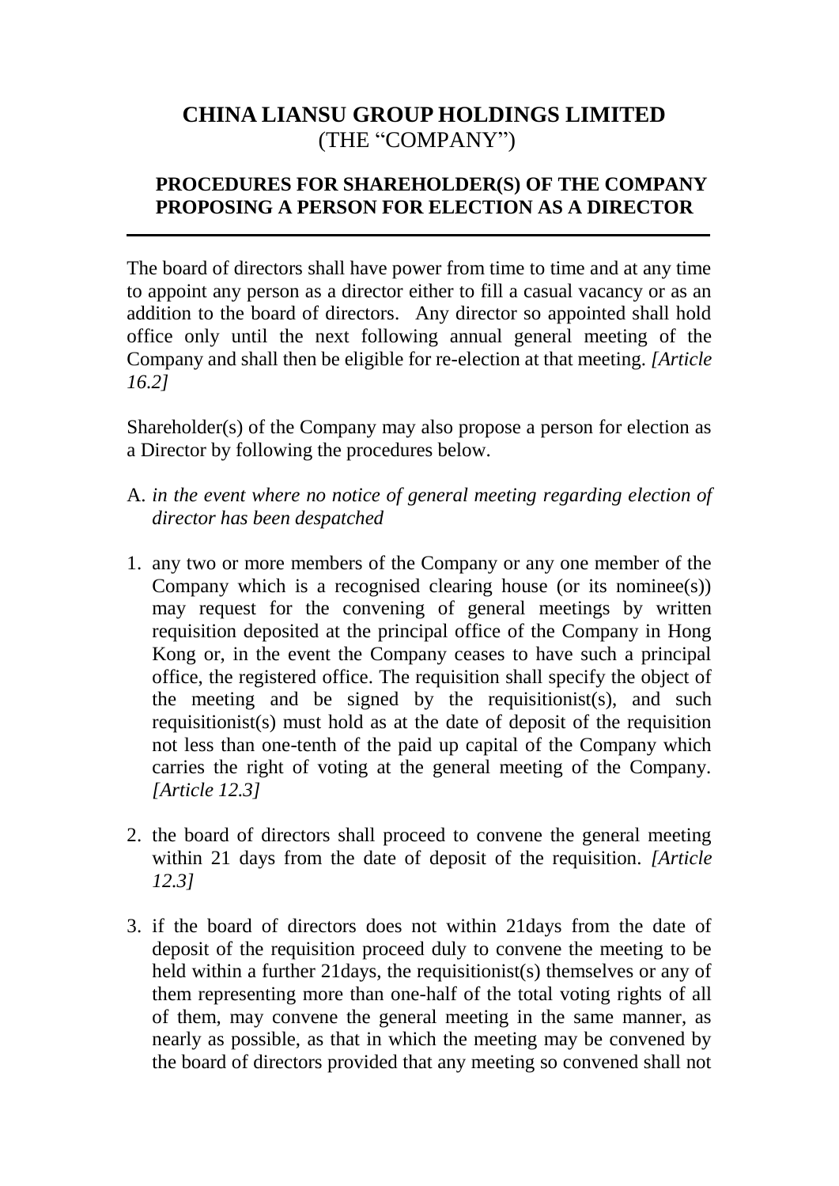# CHINA LIANSU GROUP HOLDINGS LIMITED
(THE "COMPANY")

## PROCEDURES FOR SHAREHOLDER(S) OF THE COMPANY PROPOSING A PERSON FOR ELECTION AS A DIRECTOR

---

The board of directors shall have power from time to time and at any time to appoint any person as a director either to fill a casual vacancy or as an addition to the board of directors. Any director so appointed shall hold office only until the next following annual general meeting of the Company and shall then be eligible for re-election at that meeting. *[Article 16.2]*

Shareholder(s) of the Company may also propose a person for election as a Director by following the procedures below.

A. *in the event where no notice of general meeting regarding election of director has been despatched*

1. any two or more members of the Company or any one member of the Company which is a recognised clearing house (or its nominee(s)) may request for the convening of general meetings by written requisition deposited at the principal office of the Company in Hong Kong or, in the event the Company ceases to have such a principal office, the registered office. The requisition shall specify the object of the meeting and be signed by the requisitionist(s), and such requisitionist(s) must hold as at the date of deposit of the requisition not less than one-tenth of the paid up capital of the Company which carries the right of voting at the general meeting of the Company. *[Article 12.3]*

2. the board of directors shall proceed to convene the general meeting within 21 days from the date of deposit of the requisition. *[Article 12.3]*

3. if the board of directors does not within 21days from the date of deposit of the requisition proceed duly to convene the meeting to be held within a further 21days, the requisitionist(s) themselves or any of them representing more than one-half of the total voting rights of all of them, may convene the general meeting in the same manner, as nearly as possible, as that in which the meeting may be convened by the board of directors provided that any meeting so convened shall not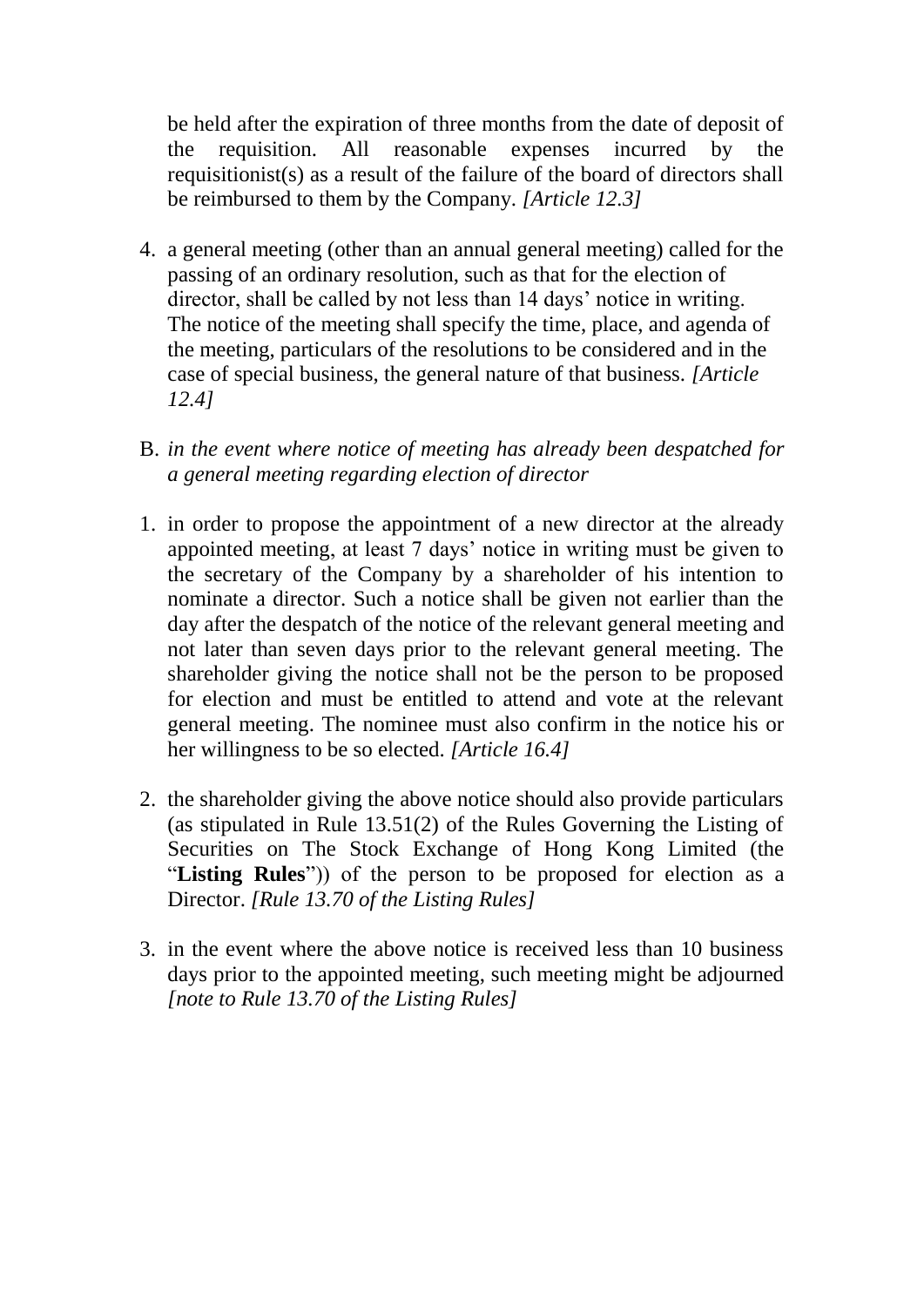be held after the expiration of three months from the date of deposit of the requisition. All reasonable expenses incurred by the requisitionist(s) as a result of the failure of the board of directors shall be reimbursed to them by the Company. *[Article 12.3]*

4. a general meeting (other than an annual general meeting) called for the passing of an ordinary resolution, such as that for the election of director, shall be called by not less than 14 days' notice in writing. The notice of the meeting shall specify the time, place, and agenda of the meeting, particulars of the resolutions to be considered and in the case of special business, the general nature of that business. *[Article 12.4]*

B. *in the event where notice of meeting has already been despatched for a general meeting regarding election of director*

1. in order to propose the appointment of a new director at the already appointed meeting, at least 7 days' notice in writing must be given to the secretary of the Company by a shareholder of his intention to nominate a director. Such a notice shall be given not earlier than the day after the despatch of the notice of the relevant general meeting and not later than seven days prior to the relevant general meeting. The shareholder giving the notice shall not be the person to be proposed for election and must be entitled to attend and vote at the relevant general meeting. The nominee must also confirm in the notice his or her willingness to be so elected. *[Article 16.4]*

2. the shareholder giving the above notice should also provide particulars (as stipulated in Rule 13.51(2) of the Rules Governing the Listing of Securities on The Stock Exchange of Hong Kong Limited (the "**Listing Rules**")) of the person to be proposed for election as a Director. *[Rule 13.70 of the Listing Rules]*

3. in the event where the above notice is received less than 10 business days prior to the appointed meeting, such meeting might be adjourned *[note to Rule 13.70 of the Listing Rules]*